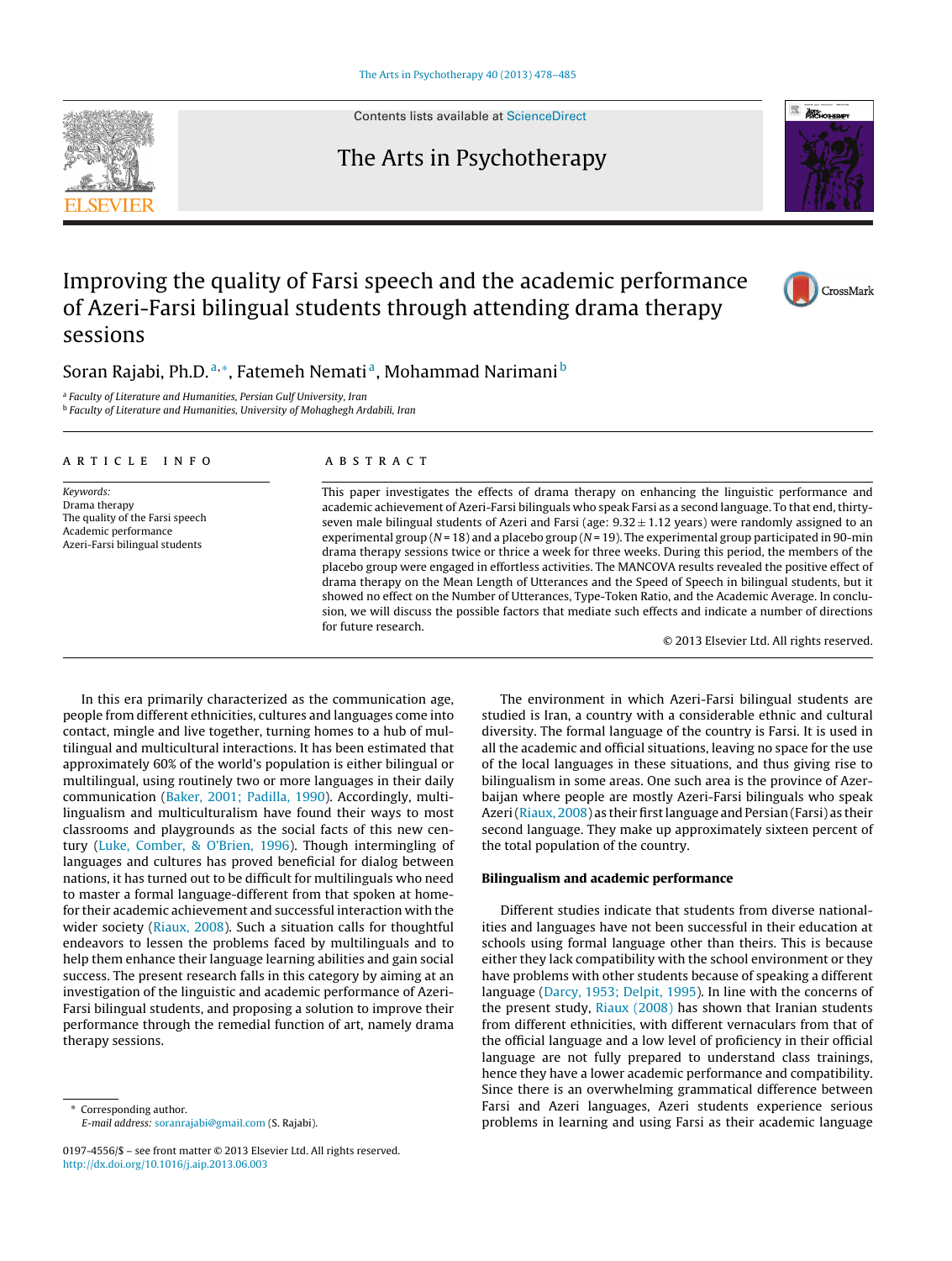# Improving the quality of Farsi speech and the academic performance of Azeri-Farsi bilingual students through attending drama therapy sessions

Soran Rajabi, Ph.D.[a,*], Fatemeh Nemati[a], Mohammad Narimani[b]

[a] Faculty of Literature and Humanities, Persian Gulf University, Iran
[b] Faculty of Literature and Humanities, University of Mohaghegh Ardabili, Iran

## ARTICLE INFO

*Keywords:*
Drama therapy
The quality of the Farsi speech
Academic performance
Azeri-Farsi bilingual students

## ABSTRACT

This paper investigates the effects of drama therapy on enhancing the linguistic performance and academic achievement of Azeri-Farsi bilinguals who speak Farsi as a second language. To that end, thirty-seven male bilingual students of Azeri and Farsi (age: $9.32 \pm 1.12$ years) were randomly assigned to an experimental group ($N = 18$) and a placebo group ($N = 19$). The experimental group participated in 90-min drama therapy sessions twice or thrice a week for three weeks. During this period, the members of the placebo group were engaged in effortless activities. The MANCOVA results revealed the positive effect of drama therapy on the Mean Length of Utterances and the Speed of Speech in bilingual students, but it showed no effect on the Number of Utterances, Type-Token Ratio, and the Academic Average. In conclusion, we will discuss the possible factors that mediate such effects and indicate a number of directions for future research.

© 2013 Elsevier Ltd. All rights reserved.

In this era primarily characterized as the communication age, people from different ethnicities, cultures and languages come into contact, mingle and live together, turning homes to a hub of multilingual and multicultural interactions. It has been estimated that approximately 60% of the world's population is either bilingual or multilingual, using routinely two or more languages in their daily communication (Baker, 2001; Padilla, 1990). Accordingly, multilingualism and multiculturalism have found their ways to most classrooms and playgrounds as the social facts of this new century (Luke, Comber, & O'Brien, 1996). Though intermingling of languages and cultures has proved beneficial for dialog between nations, it has turned out to be difficult for multilinguals who need to master a formal language-different from that spoken at home-for their academic achievement and successful interaction with the wider society (Riaux, 2008). Such a situation calls for thoughtful endeavors to lessen the problems faced by multilinguals and to help them enhance their language learning abilities and gain social success. The present research falls in this category by aiming at an investigation of the linguistic and academic performance of Azeri-Farsi bilingual students, and proposing a solution to improve their performance through the remedial function of art, namely drama therapy sessions.

The environment in which Azeri-Farsi bilingual students are studied is Iran, a country with a considerable ethnic and cultural diversity. The formal language of the country is Farsi. It is used in all the academic and official situations, leaving no space for the use of the local languages in these situations, and thus giving rise to bilingualism in some areas. One such area is the province of Azerbaijan where people are mostly Azeri-Farsi bilinguals who speak Azeri (Riaux, 2008) as their first language and Persian (Farsi) as their second language. They make up approximately sixteen percent of the total population of the country.

### Bilingualism and academic performance

Different studies indicate that students from diverse nationalities and languages have not been successful in their education at schools using formal language other than theirs. This is because either they lack compatibility with the school environment or they have problems with other students because of speaking a different language (Darcy, 1953; Delpit, 1995). In line with the concerns of the present study, Riaux (2008) has shown that Iranian students from different ethnicities, with different vernaculars from that of the official language and a low level of proficiency in their official language are not fully prepared to understand class trainings, hence they have a lower academic performance and compatibility. Since there is an overwhelming grammatical difference between Farsi and Azeri languages, Azeri students experience serious problems in learning and using Farsi as their academic language

\* Corresponding author.
E-mail address: soranrajabi@gmail.com (S. Rajabi).

0197-4556/$ – see front matter © 2013 Elsevier Ltd. All rights reserved.
http://dx.doi.org/10.1016/j.aip.2013.06.003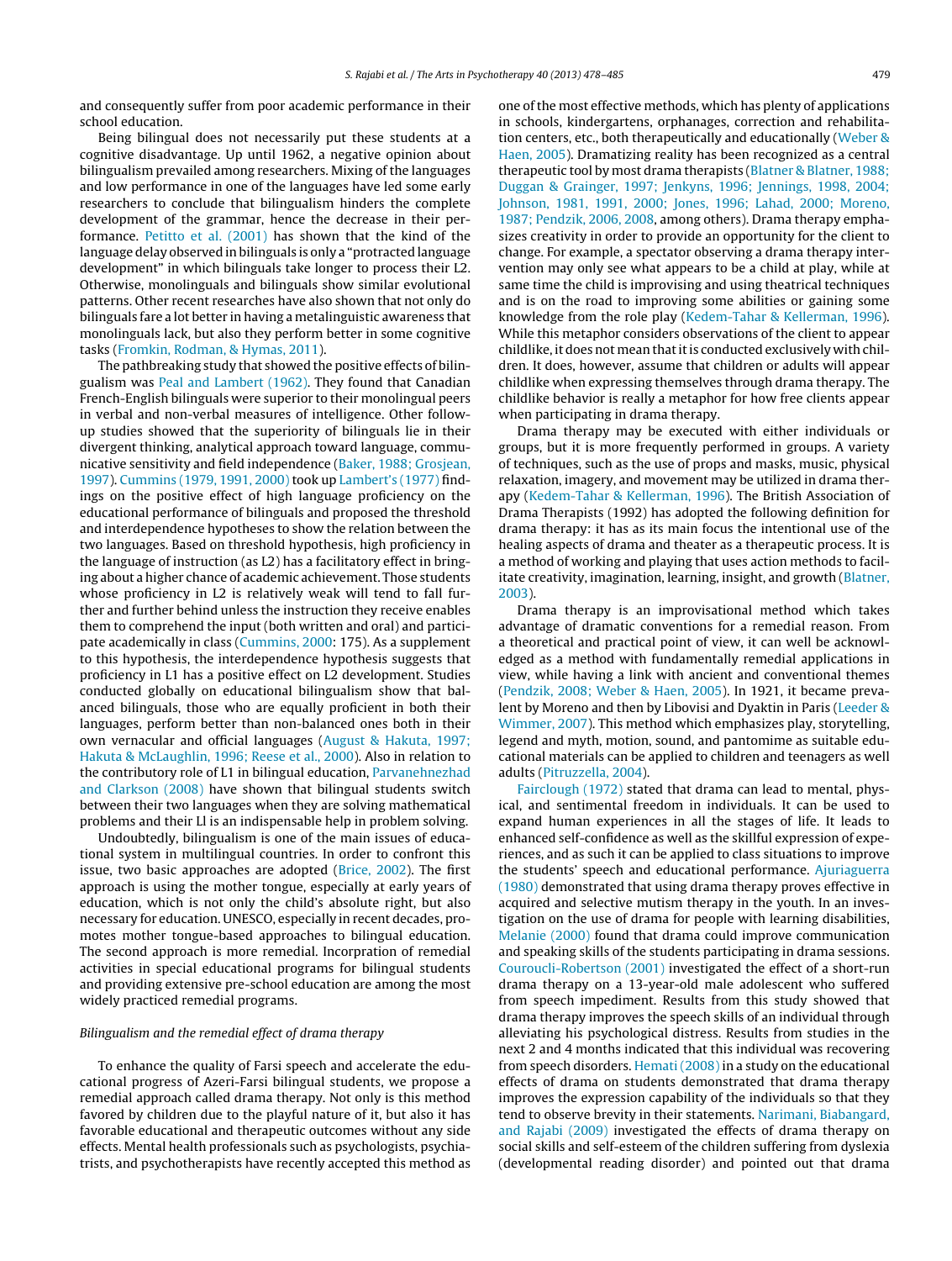and consequently suffer from poor academic performance in their school education.

Being bilingual does not necessarily put these students at a cognitive disadvantage. Up until 1962, a negative opinion about bilingualism prevailed among researchers. Mixing of the languages and low performance in one of the languages have led some early researchers to conclude that bilingualism hinders the complete development of the grammar, hence the decrease in their performance. Petitto et al. (2001) has shown that the kind of the language delay observed in bilinguals is only a "protracted language development" in which bilinguals take longer to process their L2. Otherwise, monolinguals and bilinguals show similar evolutional patterns. Other recent researches have also shown that not only do bilinguals fare a lot better in having a metalinguistic awareness that monolinguals lack, but also they perform better in some cognitive tasks (Fromkin, Rodman, & Hymas, 2011).

The pathbreaking study that showed the positive effects of bilingualism was Peal and Lambert (1962). They found that Canadian French-English bilinguals were superior to their monolingual peers in verbal and non-verbal measures of intelligence. Other follow-up studies showed that the superiority of bilinguals lie in their divergent thinking, analytical approach toward language, communicative sensitivity and field independence (Baker, 1988; Grosjean, 1997). Cummins (1979, 1991, 2000) took up Lambert's (1977) findings on the positive effect of high language proficiency on the educational performance of bilinguals and proposed the threshold and interdependence hypotheses to show the relation between the two languages. Based on threshold hypothesis, high proficiency in the language of instruction (as L2) has a facilitatory effect in bringing about a higher chance of academic achievement. Those students whose proficiency in L2 is relatively weak will tend to fall further and further behind unless the instruction they receive enables them to comprehend the input (both written and oral) and participate academically in class (Cummins, 2000: 175). As a supplement to this hypothesis, the interdependence hypothesis suggests that proficiency in L1 has a positive effect on L2 development. Studies conducted globally on educational bilingualism show that balanced bilinguals, those who are equally proficient in both their languages, perform better than non-balanced ones both in their own vernacular and official languages (August & Hakuta, 1997; Hakuta & McLaughlin, 1996; Reese et al., 2000). Also in relation to the contributory role of L1 in bilingual education, Parvanehnezhad and Clarkson (2008) have shown that bilingual students switch between their two languages when they are solving mathematical problems and their Ll is an indispensable help in problem solving.

Undoubtedly, bilingualism is one of the main issues of educational system in multilingual countries. In order to confront this issue, two basic approaches are adopted (Brice, 2002). The first approach is using the mother tongue, especially at early years of education, which is not only the child's absolute right, but also necessary for education. UNESCO, especially in recent decades, promotes mother tongue-based approaches to bilingual education. The second approach is more remedial. Incorpration of remedial activities in special educational programs for bilingual students and providing extensive pre-school education are among the most widely practiced remedial programs.

*Bilingualism and the remedial effect of drama therapy*

To enhance the quality of Farsi speech and accelerate the educational progress of Azeri-Farsi bilingual students, we propose a remedial approach called drama therapy. Not only is this method favored by children due to the playful nature of it, but also it has favorable educational and therapeutic outcomes without any side effects. Mental health professionals such as psychologists, psychiatrists, and psychotherapists have recently accepted this method as one of the most effective methods, which has plenty of applications in schools, kindergartens, orphanages, correction and rehabilitation centers, etc., both therapeutically and educationally (Weber & Haen, 2005). Dramatizing reality has been recognized as a central therapeutic tool by most drama therapists (Blatner & Blatner, 1988; Duggan & Grainger, 1997; Jenkyns, 1996; Jennings, 1998, 2004; Johnson, 1981, 1991, 2000; Jones, 1996; Lahad, 2000; Moreno, 1987; Pendzik, 2006, 2008, among others). Drama therapy emphasizes creativity in order to provide an opportunity for the client to change. For example, a spectator observing a drama therapy intervention may only see what appears to be a child at play, while at same time the child is improvising and using theatrical techniques and is on the road to improving some abilities or gaining some knowledge from the role play (Kedem-Tahar & Kellerman, 1996). While this metaphor considers observations of the client to appear childlike, it does not mean that it is conducted exclusively with children. It does, however, assume that children or adults will appear childlike when expressing themselves through drama therapy. The childlike behavior is really a metaphor for how free clients appear when participating in drama therapy.

Drama therapy may be executed with either individuals or groups, but it is more frequently performed in groups. A variety of techniques, such as the use of props and masks, music, physical relaxation, imagery, and movement may be utilized in drama therapy (Kedem-Tahar & Kellerman, 1996). The British Association of Drama Therapists (1992) has adopted the following definition for drama therapy: it has as its main focus the intentional use of the healing aspects of drama and theater as a therapeutic process. It is a method of working and playing that uses action methods to facilitate creativity, imagination, learning, insight, and growth (Blatner, 2003).

Drama therapy is an improvisational method which takes advantage of dramatic conventions for a remedial reason. From a theoretical and practical point of view, it can well be acknowledged as a method with fundamentally remedial applications in view, while having a link with ancient and conventional themes (Pendzik, 2008; Weber & Haen, 2005). In 1921, it became prevalent by Moreno and then by Libovisi and Dyaktin in Paris (Leeder & Wimmer, 2007). This method which emphasizes play, storytelling, legend and myth, motion, sound, and pantomime as suitable educational materials can be applied to children and teenagers as well adults (Pitruzzella, 2004).

Fairclough (1972) stated that drama can lead to mental, physical, and sentimental freedom in individuals. It can be used to expand human experiences in all the stages of life. It leads to enhanced self-confidence as well as the skillful expression of experiences, and as such it can be applied to class situations to improve the students' speech and educational performance. Ajuriaguerra (1980) demonstrated that using drama therapy proves effective in acquired and selective mutism therapy in the youth. In an investigation on the use of drama for people with learning disabilities, Melanie (2000) found that drama could improve communication and speaking skills of the students participating in drama sessions. Couroucli-Robertson (2001) investigated the effect of a short-run drama therapy on a 13-year-old male adolescent who suffered from speech impediment. Results from this study showed that drama therapy improves the speech skills of an individual through alleviating his psychological distress. Results from studies in the next 2 and 4 months indicated that this individual was recovering from speech disorders. Hemati (2008) in a study on the educational effects of drama on students demonstrated that drama therapy improves the expression capability of the individuals so that they tend to observe brevity in their statements. Narimani, Biabangard, and Rajabi (2009) investigated the effects of drama therapy on social skills and self-esteem of the children suffering from dyslexia (developmental reading disorder) and pointed out that drama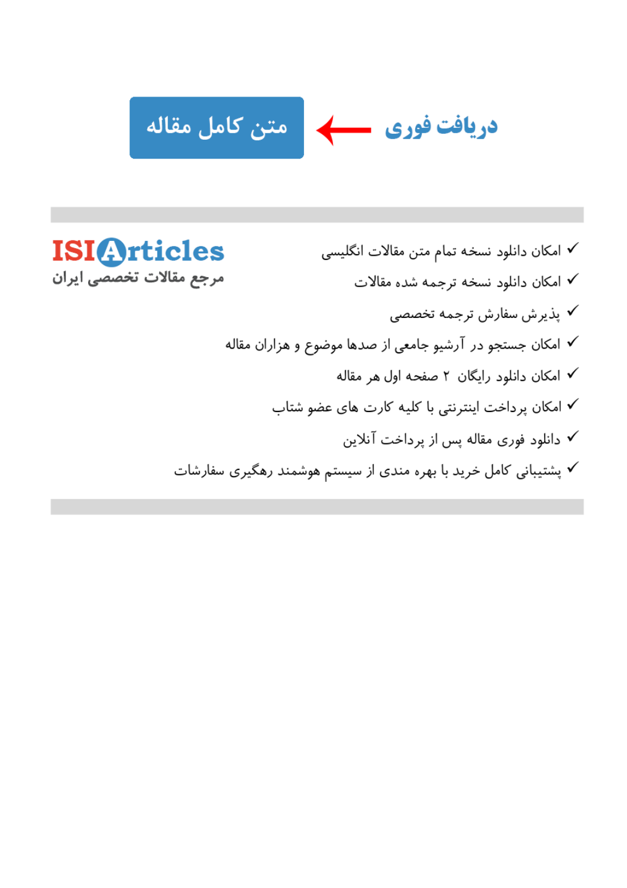دریافت فوری ← متن کامل مقاله

ISIArticles
مرجع مقالات تخصصی ایران

- ✓ امکان دانلود نسخه تمام متن مقالات انگلیسی
- ✓ امکان دانلود نسخه ترجمه شده مقالات
- ✓ پذیرش سفارش ترجمه تخصصی
- ✓ امکان جستجو در آرشیو جامعی از صدها موضوع و هزاران مقاله
- ✓ امکان دانلود رایگان ۲ صفحه اول هر مقاله
- ✓ امکان پرداخت اینترنتی با کلیه کارت های عضو شتاب
- ✓ دانلود فوری مقاله پس از پرداخت آنلاین
- ✓ پشتیبانی کامل خرید با بهره مندی از سیستم هوشمند رهگیری سفارشات